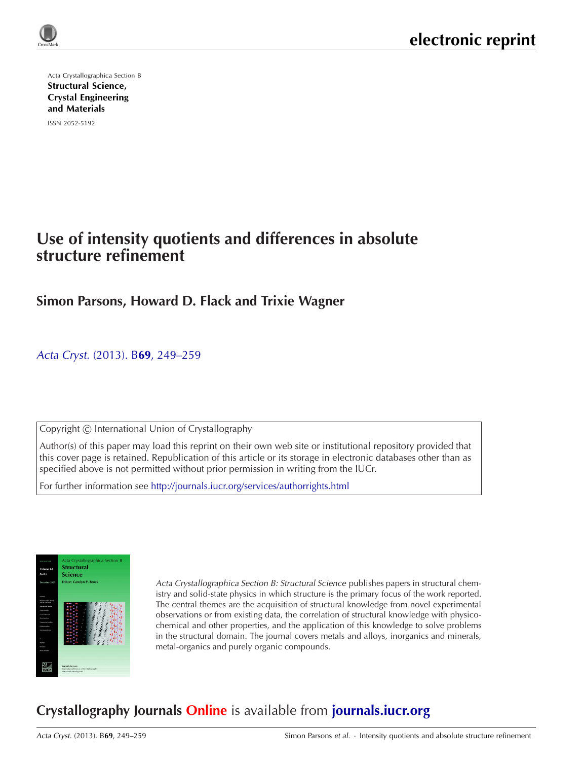electronic reprint

Acta Crystallographica Section B

**Structural Science, Crystal Engineering and Materials**

ISSN 2052-5192

# Use of intensity quotients and differences in absolute structure refinement

## Simon Parsons, Howard D. Flack and Trixie Wagner

*Acta Cryst.* (2013). B**69**, 249–259

Copyright © International Union of Crystallography

Author(s) of this paper may load this reprint on their own web site or institutional repository provided that this cover page is retained. Republication of this article or its storage in electronic databases other than as specified above is not permitted without prior permission in writing from the IUCr.

For further information see http://journals.iucr.org/services/authorrights.html

*Acta Crystallographica Section B: Structural Science* publishes papers in structural chemistry and solid-state physics in which structure is the primary focus of the work reported. The central themes are the acquisition of structural knowledge from novel experimental observations or from existing data, the correlation of structural knowledge with physicochemical and other properties, and the application of this knowledge to solve problems in the structural domain. The journal covers metals and alloys, inorganics and minerals, metal-organics and purely organic compounds.

## Crystallography Journals Online is available from journals.iucr.org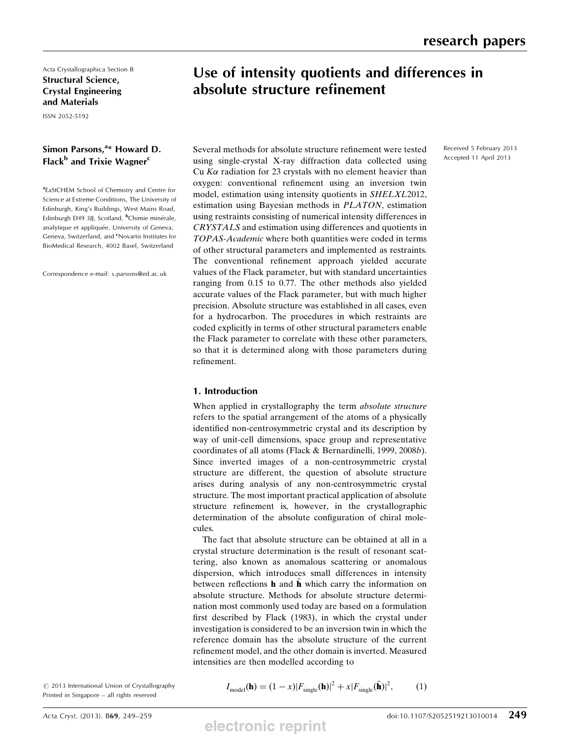Acta Crystallographica Section B

**Structural Science, Crystal Engineering and Materials**

ISSN 2052-5192

# Use of intensity quotients and differences in absolute structure refinement

**Simon Parsons,[a]* Howard D. Flack[b] and Trixie Wagner[c]**

[a]EaStCHEM School of Chemistry and Centre for Science at Extreme Conditions, The University of Edinburgh, King's Buildings, West Mains Road, Edinburgh EH9 3JJ, Scotland, [b]Chimie minérale, analytique et appliquée, University of Geneva, Geneva, Switzerland, and [c]Novartis Institutes for BioMedical Research, 4002 Basel, Switzerland

Correspondence e-mail: s.parsons@ed.ac.uk

Received 5 February 2013

Accepted 11 April 2013

Several methods for absolute structure refinement were tested using single-crystal X-ray diffraction data collected using Cu $K\alpha$ radiation for 23 crystals with no element heavier than oxygen: conventional refinement using an inversion twin model, estimation using intensity quotients in *SHELXL*2012, estimation using Bayesian methods in *PLATON*, estimation using restraints consisting of numerical intensity differences in *CRYSTALS* and estimation using differences and quotients in *TOPAS-Academic* where both quantities were coded in terms of other structural parameters and implemented as restraints. The conventional refinement approach yielded accurate values of the Flack parameter, but with standard uncertainties ranging from 0.15 to 0.77. The other methods also yielded accurate values of the Flack parameter, but with much higher precision. Absolute structure was established in all cases, even for a hydrocarbon. The procedures in which restraints are coded explicitly in terms of other structural parameters enable the Flack parameter to correlate with these other parameters, so that it is determined along with those parameters during refinement.

## 1. Introduction

When applied in crystallography the term *absolute structure* refers to the spatial arrangement of the atoms of a physically identified non-centrosymmetric crystal and its description by way of unit-cell dimensions, space group and representative coordinates of all atoms (Flack & Bernardinelli, 1999, 2008*b*). Since inverted images of a non-centrosymmetric crystal structure are different, the question of absolute structure arises during analysis of any non-centrosymmetric crystal structure. The most important practical application of absolute structure refinement is, however, in the crystallographic determination of the absolute configuration of chiral molecules.

The fact that absolute structure can be obtained at all in a crystal structure determination is the result of resonant scattering, also known as anomalous scattering or anomalous dispersion, which introduces small differences in intensity between reflections $\mathbf{h}$ and $\bar{\mathbf{h}}$ which carry the information on absolute structure. Methods for absolute structure determination most commonly used today are based on a formulation first described by Flack (1983), in which the crystal under investigation is considered to be an inversion twin in which the reference domain has the absolute structure of the current refinement model, and the other domain is inverted. Measured intensities are then modelled according to

$$I_{\mathrm{model}}(\mathbf{h}) = (1-x)|F_{\mathrm{single}}(\mathbf{h})|^2 + x|F_{\mathrm{single}}(\bar{\mathbf{h}})|^2, \qquad (1)$$

© 2013 International Union of Crystallography

Printed in Singapore – all rights reserved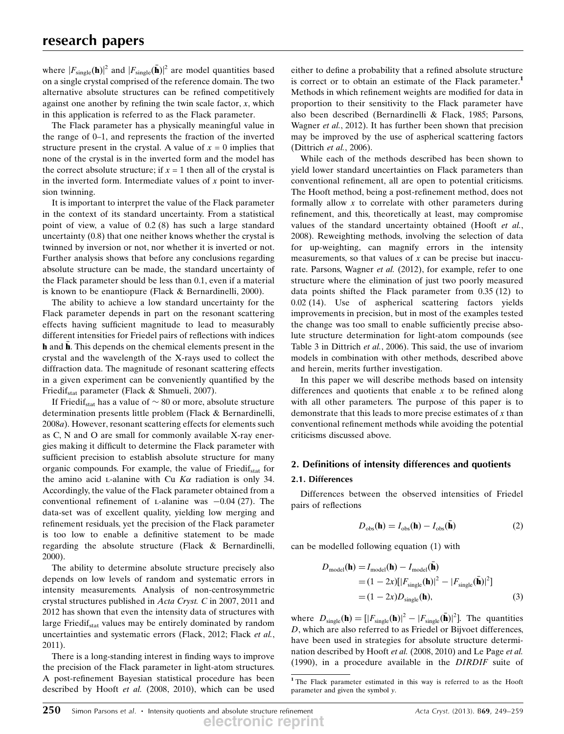where $|F_{\rm single}(\mathbf{h})|^2$ and $|F_{\rm single}(\bar{\mathbf{h}})|^2$ are model quantities based on a single crystal comprised of the reference domain. The two alternative absolute structures can be refined competitively against one another by refining the twin scale factor, $x$, which in this application is referred to as the Flack parameter.

The Flack parameter has a physically meaningful value in the range of 0–1, and represents the fraction of the inverted structure present in the crystal. A value of $x = 0$ implies that none of the crystal is in the inverted form and the model has the correct absolute structure; if $x = 1$ then all of the crystal is in the inverted form. Intermediate values of $x$ point to inversion twinning.

It is important to interpret the value of the Flack parameter in the context of its standard uncertainty. From a statistical point of view, a value of 0.2 (8) has such a large standard uncertainty (0.8) that one neither knows whether the crystal is twinned by inversion or not, nor whether it is inverted or not. Further analysis shows that before any conclusions regarding absolute structure can be made, the standard uncertainty of the Flack parameter should be less than 0.1, even if a material is known to be enantiopure (Flack & Bernardinelli, 2000).

The ability to achieve a low standard uncertainty for the Flack parameter depends in part on the resonant scattering effects having sufficient magnitude to lead to measurably different intensities for Friedel pairs of reflections with indices $\mathbf{h}$ and $\bar{\mathbf{h}}$. This depends on the chemical elements present in the crystal and the wavelength of the X-rays used to collect the diffraction data. The magnitude of resonant scattering effects in a given experiment can be conveniently quantified by the $\text{Friedif}_{\rm stat}$ parameter (Flack & Shmueli, 2007).

If $\text{Friedif}_{\rm stat}$ has a value of $\sim 80$ or more, absolute structure determination presents little problem (Flack & Bernardinelli, 2008*a*). However, resonant scattering effects for elements such as C, N and O are small for commonly available X-ray energies making it difficult to determine the Flack parameter with sufficient precision to establish absolute structure for many organic compounds. For example, the value of $\text{Friedif}_{\rm stat}$ for the amino acid L-alanine with Cu $K\alpha$ radiation is only 34. Accordingly, the value of the Flack parameter obtained from a conventional refinement of L-alanine was −0.04 (27). The data-set was of excellent quality, yielding low merging and refinement residuals, yet the precision of the Flack parameter is too low to enable a definitive statement to be made regarding the absolute structure (Flack & Bernardinelli, 2000).

The ability to determine absolute structure precisely also depends on low levels of random and systematic errors in intensity measurements. Analysis of non-centrosymmetric crystal structures published in *Acta Cryst. C* in 2007, 2011 and 2012 has shown that even the intensity data of structures with large $\text{Friedif}_{\rm stat}$ values may be entirely dominated by random uncertainties and systematic errors (Flack, 2012; Flack *et al.*, 2011).

There is a long-standing interest in finding ways to improve the precision of the Flack parameter in light-atom structures. A post-refinement Bayesian statistical procedure has been described by Hooft *et al.* (2008, 2010), which can be used either to define a probability that a refined absolute structure is correct or to obtain an estimate of the Flack parameter.[1] Methods in which refinement weights are modified for data in proportion to their sensitivity to the Flack parameter have also been described (Bernardinelli & Flack, 1985; Parsons, Wagner *et al.*, 2012). It has further been shown that precision may be improved by the use of aspherical scattering factors (Dittrich *et al.*, 2006).

While each of the methods described has been shown to yield lower standard uncertainties on Flack parameters than conventional refinement, all are open to potential criticisms. The Hooft method, being a post-refinement method, does not formally allow $x$ to correlate with other parameters during refinement, and this, theoretically at least, may compromise values of the standard uncertainty obtained (Hooft *et al.*, 2008). Reweighting methods, involving the selection of data for up-weighting, can magnify errors in the intensity measurements, so that values of $x$ can be precise but inaccurate. Parsons, Wagner *et al.* (2012), for example, refer to one structure where the elimination of just two poorly measured data points shifted the Flack parameter from 0.35 (12) to 0.02 (14). Use of aspherical scattering factors yields improvements in precision, but in most of the examples tested the change was too small to enable sufficiently precise absolute structure determination for light-atom compounds (see Table 3 in Dittrich *et al.*, 2006). This said, the use of invariom models in combination with other methods, described above and herein, merits further investigation.

In this paper we will describe methods based on intensity differences and quotients that enable $x$ to be refined along with all other parameters. The purpose of this paper is to demonstrate that this leads to more precise estimates of $x$ than conventional refinement methods while avoiding the potential criticisms discussed above.

## 2. Definitions of intensity differences and quotients

### 2.1. Differences

Differences between the observed intensities of Friedel pairs of reflections

$$D_{\rm obs}(\mathbf{h}) = I_{\rm obs}(\mathbf{h}) - I_{\rm obs}(\bar{\mathbf{h}}) \tag{2}$$

can be modelled following equation (1) with

$$\begin{aligned} D_{\rm model}(\mathbf{h}) &= I_{\rm model}(\mathbf{h}) - I_{\rm model}(\bar{\mathbf{h}}) \\ &= (1-2x)[|F_{\rm single}(\mathbf{h})|^2 - |F_{\rm single}(\bar{\mathbf{h}})|^2] \\ &= (1-2x)D_{\rm single}(\mathbf{h}), \end{aligned} \tag{3}$$

where $D_{\rm single}(\mathbf{h}) = [|F_{\rm single}(\mathbf{h})|^2 - |F_{\rm single}(\bar{\mathbf{h}})|^2]$. The quantities $D$, which are also referred to as Friedel or Bijvoet differences, have been used in strategies for absolute structure determination described by Hooft *et al.* (2008, 2010) and Le Page *et al.* (1990), in a procedure available in the *DIRDIF* suite of

[1] The Flack parameter estimated in this way is referred to as the Hooft parameter and given the symbol $y$.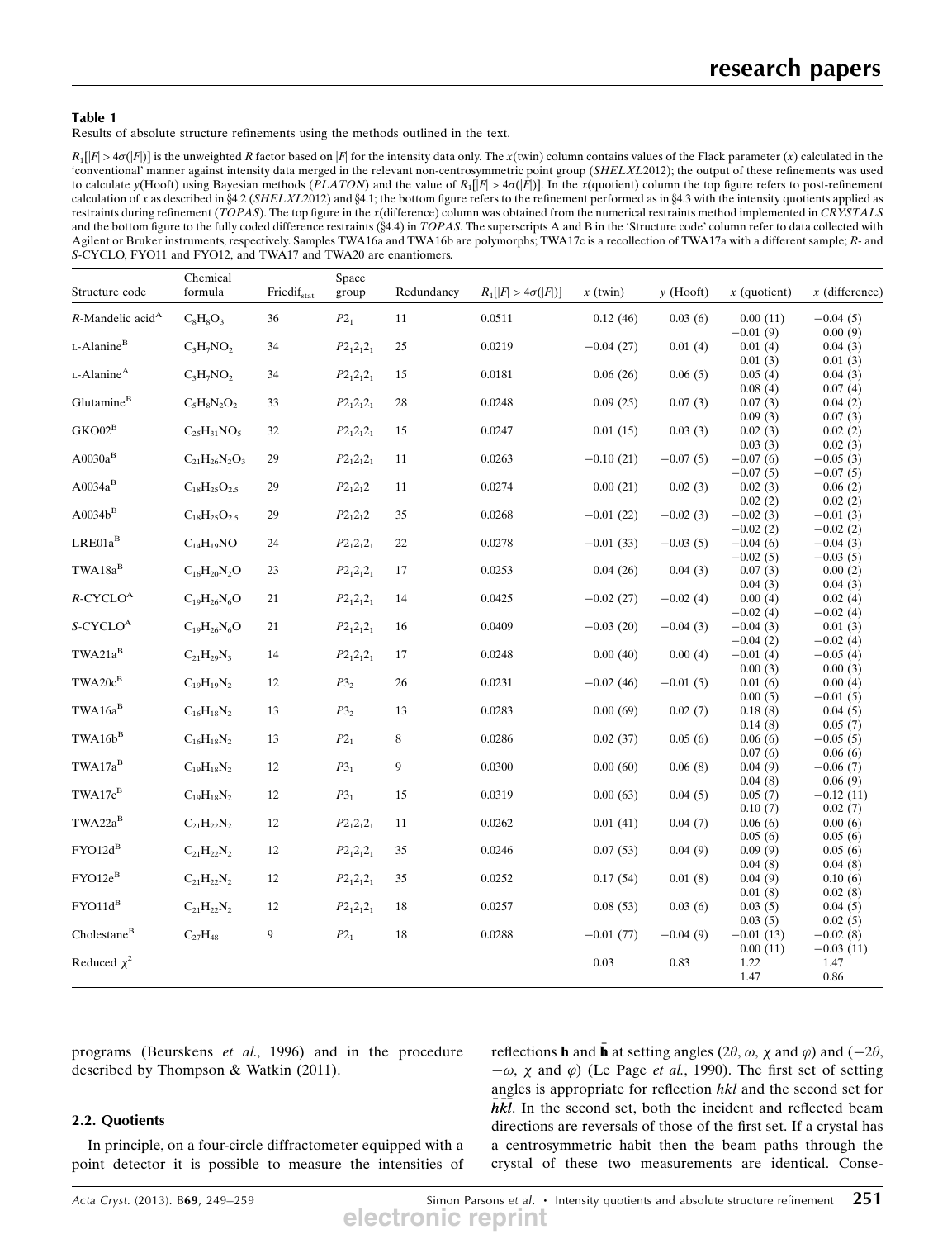**Table 1**

Results of absolute structure refinements using the methods outlined in the text.

$R_1[|F| > 4\sigma(|F|)]$ is the unweighted $R$ factor based on $|F|$ for the intensity data only. The $x$(twin) column contains values of the Flack parameter ($x$) calculated in the 'conventional' manner against intensity data merged in the relevant non-centrosymmetric point group (*SHELXL*2012); the output of these refinements was used to calculate $y$(Hooft) using Bayesian methods (*PLATON*) and the value of $R_1[|F| > 4\sigma(|F|)]$. In the $x$(quotient) column the top figure refers to post-refinement calculation of $x$ as described in §4.2 (*SHELXL*2012) and §4.1; the bottom figure refers to the refinement performed as in §4.3 with the intensity quotients applied as restraints during refinement (*TOPAS*). The top figure in the $x$(difference) column was obtained from the numerical restraints method implemented in *CRYSTALS* and the bottom figure to the fully coded difference restraints (§4.4) in *TOPAS*. The superscripts A and B in the 'Structure code' column refer to data collected with Agilent or Bruker instruments, respectively. Samples TWA16a and TWA16b are polymorphs; TWA17c is a recollection of TWA17a with a different sample; *R*- and *S*-CYCLO, FYO11 and FYO12, and TWA17 and TWA20 are enantiomers.

| Structure code | Chemical formula | $Friedif_{stat}$ | Space group | Redundancy | $R_1[|F| > 4\sigma(|F|)]$ | $x$ (twin) | $y$ (Hooft) | $x$ (quotient) | $x$ (difference) |
|---|---|---|---|---|---|---|---|---|---|
| *R*-Mandelic acid[A] | $C_8H_8O_3$ | 36 | $P2_1$ | 11 | 0.0511 | 0.12 (46) | 0.03 (6) | 0.00 (11)<br>−0.01 (9) | −0.04 (5)<br>0.00 (9) |
| L-Alanine[B] | $C_3H_7NO_2$ | 34 | $P2_12_12_1$ | 25 | 0.0219 | −0.04 (27) | 0.01 (4) | 0.01 (4)<br>0.01 (3) | 0.04 (3)<br>0.01 (3) |
| L-Alanine[A] | $C_3H_7NO_2$ | 34 | $P2_12_12_1$ | 15 | 0.0181 | 0.06 (26) | 0.06 (5) | 0.05 (4)<br>0.08 (4) | 0.04 (3)<br>0.07 (4) |
| Glutamine[B] | $C_5H_8N_2O_2$ | 33 | $P2_12_12_1$ | 28 | 0.0248 | 0.09 (25) | 0.07 (3) | 0.07 (3)<br>0.09 (3) | 0.04 (2)<br>0.07 (3) |
| GKO02[B] | $C_{25}H_{31}NO_5$ | 32 | $P2_12_12_1$ | 15 | 0.0247 | 0.01 (15) | 0.03 (3) | 0.02 (3)<br>0.03 (3) | 0.02 (2)<br>0.02 (3) |
| A0030a[B] | $C_{21}H_{26}N_2O_3$ | 29 | $P2_12_12_1$ | 11 | 0.0263 | −0.10 (21) | −0.07 (5) | −0.07 (6)<br>−0.07 (5) | −0.05 (3)<br>−0.07 (5) |
| A0034a[B] | $C_{18}H_{25}O_{2.5}$ | 29 | $P2_12_12$ | 11 | 0.0274 | 0.00 (21) | 0.02 (3) | 0.02 (3)<br>0.02 (2) | 0.06 (2)<br>0.02 (2) |
| A0034b[B] | $C_{18}H_{25}O_{2.5}$ | 29 | $P2_12_12$ | 35 | 0.0268 | −0.01 (22) | −0.02 (3) | −0.02 (3)<br>−0.02 (2) | −0.01 (3)<br>−0.02 (2) |
| LRE01a[B] | $C_{14}H_{19}NO$ | 24 | $P2_12_12_1$ | 22 | 0.0278 | −0.01 (33) | −0.03 (5) | −0.04 (6)<br>−0.02 (5) | −0.04 (3)<br>−0.03 (5) |
| TWA18a[B] | $C_{16}H_{20}N_2O$ | 23 | $P2_12_12_1$ | 17 | 0.0253 | 0.04 (26) | 0.04 (3) | 0.07 (3)<br>0.04 (3) | 0.00 (2)<br>0.04 (3) |
| *R*-CYCLO[A] | $C_{19}H_{26}N_6O$ | 21 | $P2_12_12_1$ | 14 | 0.0425 | −0.02 (27) | −0.02 (4) | 0.00 (4)<br>−0.02 (4) | 0.02 (4)<br>−0.02 (4) |
| *S*-CYCLO[A] | $C_{19}H_{26}N_6O$ | 21 | $P2_12_12_1$ | 16 | 0.0409 | −0.03 (20) | −0.04 (3) | −0.04 (3)<br>−0.04 (2) | 0.01 (3)<br>−0.02 (4) |
| TWA21a[B] | $C_{21}H_{29}N_3$ | 14 | $P2_12_12_1$ | 17 | 0.0248 | 0.00 (40) | 0.00 (4) | −0.01 (4)<br>0.00 (3) | −0.05 (4)<br>0.00 (3) |
| TWA20c[B] | $C_{19}H_{19}N_2$ | 12 | $P3_2$ | 26 | 0.0231 | −0.02 (46) | −0.01 (5) | 0.01 (6)<br>0.00 (5) | 0.00 (4)<br>−0.01 (5) |
| TWA16a[B] | $C_{16}H_{18}N_2$ | 13 | $P3_2$ | 13 | 0.0283 | 0.00 (69) | 0.02 (7) | 0.18 (8)<br>0.14 (8) | 0.04 (5)<br>0.05 (7) |
| TWA16b[B] | $C_{16}H_{18}N_2$ | 13 | $P2_1$ | 8 | 0.0286 | 0.02 (37) | 0.05 (6) | 0.06 (6)<br>0.07 (6) | −0.05 (5)<br>0.06 (6) |
| TWA17a[B] | $C_{19}H_{18}N_2$ | 12 | $P3_1$ | 9 | 0.0300 | 0.00 (60) | 0.06 (8) | 0.04 (9)<br>0.04 (8) | −0.06 (7)<br>0.06 (9) |
| TWA17c[B] | $C_{19}H_{18}N_2$ | 12 | $P3_1$ | 15 | 0.0319 | 0.00 (63) | 0.04 (5) | 0.05 (7)<br>0.10 (7) | −0.12 (11)<br>0.02 (7) |
| TWA22a[B] | $C_{21}H_{22}N_2$ | 12 | $P2_12_12_1$ | 11 | 0.0262 | 0.01 (41) | 0.04 (7) | 0.06 (6)<br>0.05 (6) | 0.00 (6)<br>0.05 (6) |
| FYO12d[B] | $C_{21}H_{22}N_2$ | 12 | $P2_12_12_1$ | 35 | 0.0246 | 0.07 (53) | 0.04 (9) | 0.09 (9)<br>0.04 (8) | 0.05 (6)<br>0.04 (8) |
| FYO12e[B] | $C_{21}H_{22}N_2$ | 12 | $P2_12_12_1$ | 35 | 0.0252 | 0.17 (54) | 0.01 (8) | 0.04 (9)<br>0.01 (8) | 0.10 (6)<br>0.02 (8) |
| FYO11d[B] | $C_{21}H_{22}N_2$ | 12 | $P2_12_12_1$ | 18 | 0.0257 | 0.08 (53) | 0.03 (6) | 0.03 (5)<br>0.03 (5) | 0.04 (5)<br>0.02 (5) |
| Cholestane[B] | $C_{27}H_{48}$ | 9 | $P2_1$ | 18 | 0.0288 | −0.01 (77) | −0.04 (9) | −0.01 (13)<br>0.00 (11) | −0.02 (8)<br>−0.03 (11) |
| Reduced $\chi^2$ | | | | | | 0.03 | 0.83 | 1.22<br>1.47 | 1.47<br>0.86 |

programs (Beurskens *et al.*, 1996) and in the procedure described by Thompson & Watkin (2011).

### 2.2. Quotients

In principle, on a four-circle diffractometer equipped with a point detector it is possible to measure the intensities of reflections $\mathbf{h}$ and $\bar{\mathbf{h}}$ at setting angles ($2\theta$, $\omega$, $\chi$ and $\varphi$) and ($-2\theta$, $-\omega$, $\chi$ and $\varphi$) (Le Page *et al.*, 1990). The first set of setting angles is appropriate for reflection $hkl$ and the second set for $\bar{h}\bar{k}\bar{l}$. In the second set, both the incident and reflected beam directions are reversals of those of the first set. If a crystal has a centrosymmetric habit then the beam paths through the crystal of these two measurements are identical. Conse-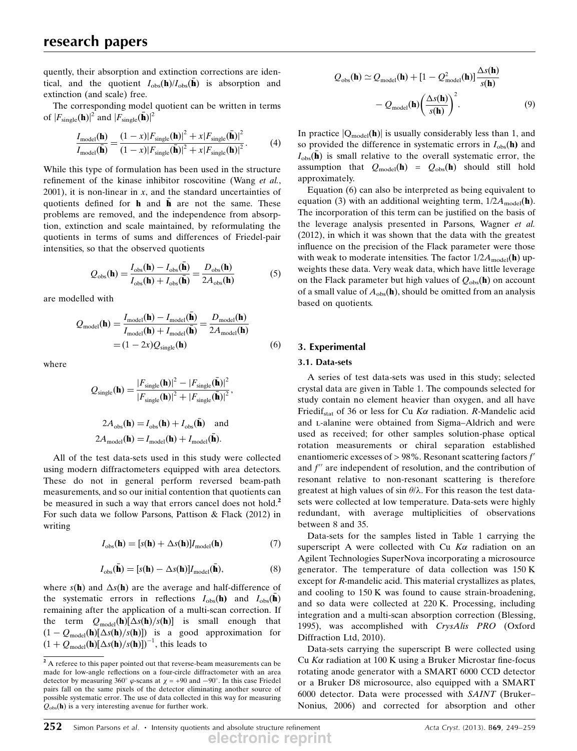quently, their absorption and extinction corrections are identical, and the quotient $I_{\rm obs}(\mathbf{h})/I_{\rm obs}(\bar{\mathbf{h}})$ is absorption and extinction (and scale) free.

The corresponding model quotient can be written in terms of $|F_{\rm single}(\mathbf{h})|^2$ and $|F_{\rm single}(\bar{\mathbf{h}})|^2$

$$\frac{I_{\rm model}(\mathbf{h})}{I_{\rm model}(\bar{\mathbf{h}})} = \frac{(1-x)|F_{\rm single}(\mathbf{h})|^2 + x|F_{\rm single}(\bar{\mathbf{h}})|^2}{(1-x)|F_{\rm single}(\bar{\mathbf{h}})|^2 + x|F_{\rm single}(\mathbf{h})|^2}. \qquad (4)$$

While this type of formulation has been used in the structure refinement of the kinase inhibitor roscovitine (Wang *et al.*, 2001), it is non-linear in $x$, and the standard uncertainties of quotients defined for $\mathbf{h}$ and $\bar{\mathbf{h}}$ are not the same. These problems are removed, and the independence from absorption, extinction and scale maintained, by reformulating the quotients in terms of sums and differences of Friedel-pair intensities, so that the observed quotients

$$Q_{\rm obs}(\mathbf{h}) = \frac{I_{\rm obs}(\mathbf{h}) - I_{\rm obs}(\bar{\mathbf{h}})}{I_{\rm obs}(\mathbf{h}) + I_{\rm obs}(\bar{\mathbf{h}})} = \frac{D_{\rm obs}(\mathbf{h})}{2A_{\rm obs}(\mathbf{h})} \qquad (5)$$

are modelled with

$$Q_{\rm model}(\mathbf{h}) = \frac{I_{\rm model}(\mathbf{h}) - I_{\rm model}(\bar{\mathbf{h}})}{I_{\rm model}(\mathbf{h}) + I_{\rm model}(\bar{\mathbf{h}})} = \frac{D_{\rm model}(\mathbf{h})}{2A_{\rm model}(\mathbf{h})} = (1-2x)Q_{\rm single}(\mathbf{h}) \qquad (6)$$

where

$$Q_{\rm single}(\mathbf{h}) = \frac{|F_{\rm single}(\mathbf{h})|^2 - |F_{\rm single}(\bar{\mathbf{h}})|^2}{|F_{\rm single}(\mathbf{h})|^2 + |F_{\rm single}(\bar{\mathbf{h}})|^2},$$

$$2A_{\rm obs}(\mathbf{h}) = I_{\rm obs}(\mathbf{h}) + I_{\rm obs}(\bar{\mathbf{h}}) \quad \text{and}$$
$$2A_{\rm model}(\mathbf{h}) = I_{\rm model}(\mathbf{h}) + I_{\rm model}(\bar{\mathbf{h}}).$$

All of the test data-sets used in this study were collected using modern diffractometers equipped with area detectors. These do not in general perform reversed beam-path measurements, and so our initial contention that quotients can be measured in such a way that errors cancel does not hold.[2] For such data we follow Parsons, Pattison & Flack (2012) in writing

$$I_{\rm obs}(\mathbf{h}) = [s(\mathbf{h}) + \Delta s(\mathbf{h})]I_{\rm model}(\mathbf{h}) \qquad (7)$$

$$I_{\rm obs}(\bar{\mathbf{h}}) = [s(\mathbf{h}) - \Delta s(\mathbf{h})]I_{\rm model}(\bar{\mathbf{h}}), \qquad (8)$$

where $s(\mathbf{h})$ and $\Delta s(\mathbf{h})$ are the average and half-difference of the systematic errors in reflections $I_{\rm obs}(\mathbf{h})$ and $I_{\rm obs}(\bar{\mathbf{h}})$ remaining after the application of a multi-scan correction. If the term $Q_{\rm model}(\mathbf{h})[\Delta s(\mathbf{h})/s(\mathbf{h})]$ is small enough that $(1 - Q_{\rm model}(\mathbf{h})[\Delta s(\mathbf{h})/s(\mathbf{h})])$ is a good approximation for $(1 + Q_{\rm model}(\mathbf{h})[\Delta s(\mathbf{h})/s(\mathbf{h})])^{-1}$, this leads to

$$Q_{\rm obs}(\mathbf{h}) \simeq Q_{\rm model}(\mathbf{h}) + [1 - Q^2_{\rm model}(\mathbf{h})]\frac{\Delta s(\mathbf{h})}{s(\mathbf{h})} - Q_{\rm model}(\mathbf{h})\left(\frac{\Delta s(\mathbf{h})}{s(\mathbf{h})}\right)^2. \qquad (9)$$

In practice $|Q_{\rm model}(\mathbf{h})|$ is usually considerably less than 1, and so provided the difference in systematic errors in $I_{\rm obs}(\mathbf{h})$ and $I_{\rm obs}(\bar{\mathbf{h}})$ is small relative to the overall systematic error, the assumption that $Q_{\rm model}(\mathbf{h}) = Q_{\rm obs}(\mathbf{h})$ should still hold approximately.

Equation (6) can also be interpreted as being equivalent to equation (3) with an additional weighting term, $1/2A_{\rm model}(\mathbf{h})$. The incorporation of this term can be justified on the basis of the leverage analysis presented in Parsons, Wagner *et al.* (2012), in which it was shown that the data with the greatest influence on the precision of the Flack parameter were those with weak to moderate intensities. The factor $1/2A_{\rm model}(\mathbf{h})$ up-weights these data. Very weak data, which have little leverage on the Flack parameter but high values of $Q_{\rm obs}(\mathbf{h})$ on account of a small value of $A_{\rm obs}(\mathbf{h})$, should be omitted from an analysis based on quotients.

## 3. Experimental

### 3.1. Data-sets

A series of test data-sets was used in this study; selected crystal data are given in Table 1. The compounds selected for study contain no element heavier than oxygen, and all have Friedif$_{\rm stat}$ of 36 or less for Cu $K\alpha$ radiation. *R*-Mandelic acid and L-alanine were obtained from Sigma–Aldrich and were used as received; for other samples solution-phase optical rotation measurements or chiral separation established enantiomeric excesses of > 98%. Resonant scattering factors $f'$ and $f''$ are independent of resolution, and the contribution of resonant relative to non-resonant scattering is therefore greatest at high values of $\sin\theta/\lambda$. For this reason the test data-sets were collected at low temperature. Data-sets were highly redundant, with average multiplicities of observations between 8 and 35.

Data-sets for the samples listed in Table 1 carrying the superscript A were collected with Cu $K\alpha$ radiation on an Agilent Technologies SuperNova incorporating a microsource generator. The temperature of data collection was 150 K except for *R*-mandelic acid. This material crystallizes as plates, and cooling to 150 K was found to cause strain-broadening, and so data were collected at 220 K. Processing, including integration and a multi-scan absorption correction (Blessing, 1995), was accomplished with *CrysAlis PRO* (Oxford Diffraction Ltd, 2010).

Data-sets carrying the superscript B were collected using Cu $K\alpha$ radiation at 100 K using a Bruker Microstar fine-focus rotating anode generator with a SMART 6000 CCD detector or a Bruker D8 microsource, also equipped with a SMART 6000 detector. Data were processed with *SAINT* (Bruker–Nonius, 2006) and corrected for absorption and other

[2] A referee to this paper pointed out that reverse-beam measurements can be made for low-angle reflections on a four-circle diffractometer with an area detector by measuring 360° $\varphi$-scans at $\chi$ = +90 and −90°. In this case Friedel pairs fall on the same pixels of the detector eliminating another source of possible systematic error. The use of data collected in this way for measuring $Q_{\rm obs}(\mathbf{h})$ is a very interesting avenue for further work.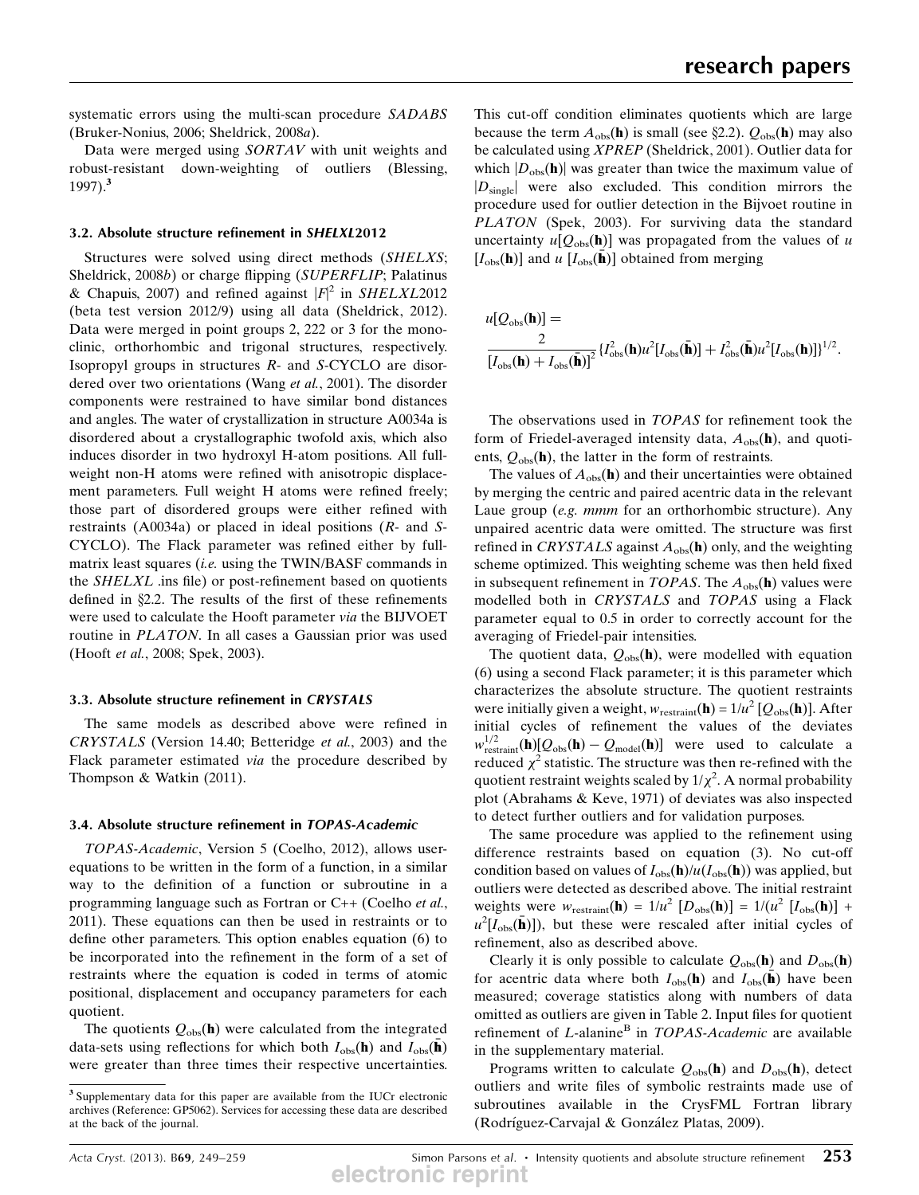systematic errors using the multi-scan procedure *SADABS* (Bruker-Nonius, 2006; Sheldrick, 2008*a*).

Data were merged using *SORTAV* with unit weights and robust-resistant down-weighting of outliers (Blessing, 1997).[3]

### 3.2. Absolute structure refinement in *SHELXL*2012

Structures were solved using direct methods (*SHELXS*; Sheldrick, 2008*b*) or charge flipping (*SUPERFLIP*; Palatinus & Chapuis, 2007) and refined against $|F|^2$ in *SHELXL*2012 (beta test version 2012/9) using all data (Sheldrick, 2012). Data were merged in point groups 2, 222 or 3 for the monoclinic, orthorhombic and trigonal structures, respectively. Isopropyl groups in structures *R*- and *S*-CYCLO are disordered over two orientations (Wang *et al.*, 2001). The disorder components were restrained to have similar bond distances and angles. The water of crystallization in structure A0034a is disordered about a crystallographic twofold axis, which also induces disorder in two hydroxyl H-atom positions. All full-weight non-H atoms were refined with anisotropic displacement parameters. Full weight H atoms were refined freely; those part of disordered groups were either refined with restraints (A0034a) or placed in ideal positions (*R*- and *S*-CYCLO). The Flack parameter was refined either by full-matrix least squares (*i.e.* using the TWIN/BASF commands in the *SHELXL* .ins file) or post-refinement based on quotients defined in §2.2. The results of the first of these refinements were used to calculate the Hooft parameter *via* the BIJVOET routine in *PLATON*. In all cases a Gaussian prior was used (Hooft *et al.*, 2008; Spek, 2003).

### 3.3. Absolute structure refinement in *CRYSTALS*

The same models as described above were refined in *CRYSTALS* (Version 14.40; Betteridge *et al.*, 2003) and the Flack parameter estimated *via* the procedure described by Thompson & Watkin (2011).

### 3.4. Absolute structure refinement in *TOPAS-Academic*

*TOPAS-Academic*, Version 5 (Coelho, 2012), allows user-equations to be written in the form of a function, in a similar way to the definition of a function or subroutine in a programming language such as Fortran or C++ (Coelho *et al.*, 2011). These equations can then be used in restraints or to define other parameters. This option enables equation (6) to be incorporated into the refinement in the form of a set of restraints where the equation is coded in terms of atomic positional, displacement and occupancy parameters for each quotient.

The quotients $Q_{\rm obs}(\mathbf{h})$ were calculated from the integrated data-sets using reflections for which both $I_{\rm obs}(\mathbf{h})$ and $I_{\rm obs}(\bar{\mathbf{h}})$ were greater than three times their respective uncertainties. This cut-off condition eliminates quotients which are large because the term $A_{\rm obs}(\mathbf{h})$ is small (see §2.2). $Q_{\rm obs}(\mathbf{h})$ may also be calculated using *XPREP* (Sheldrick, 2001). Outlier data for which $|D_{\rm obs}(\mathbf{h})|$ was greater than twice the maximum value of $|D_{\rm single}|$ were also excluded. This condition mirrors the procedure used for outlier detection in the Bijvoet routine in *PLATON* (Spek, 2003). For surviving data the standard uncertainty $u[Q_{\rm obs}(\mathbf{h})]$ was propagated from the values of $u[I_{\rm obs}(\mathbf{h})]$ and $u[I_{\rm obs}(\bar{\mathbf{h}})]$ obtained from merging

$$u[Q_{\rm obs}(\mathbf{h})] = \frac{2}{[I_{\rm obs}(\mathbf{h}) + I_{\rm obs}(\bar{\mathbf{h}})]^2}\{I^2_{\rm obs}(\mathbf{h})u^2[I_{\rm obs}(\bar{\mathbf{h}})] + I^2_{\rm obs}(\bar{\mathbf{h}})u^2[I_{\rm obs}(\mathbf{h})]\}^{1/2}.$$

The observations used in *TOPAS* for refinement took the form of Friedel-averaged intensity data, $A_{\rm obs}(\mathbf{h})$, and quotients, $Q_{\rm obs}(\mathbf{h})$, the latter in the form of restraints.

The values of $A_{\rm obs}(\mathbf{h})$ and their uncertainties were obtained by merging the centric and paired acentric data in the relevant Laue group (*e.g.* *mmm* for an orthorhombic structure). Any unpaired acentric data were omitted. The structure was first refined in *CRYSTALS* against $A_{\rm obs}(\mathbf{h})$ only, and the weighting scheme optimized. This weighting scheme was then held fixed in subsequent refinement in *TOPAS*. The $A_{\rm obs}(\mathbf{h})$ values were modelled both in *CRYSTALS* and *TOPAS* using a Flack parameter equal to 0.5 in order to correctly account for the averaging of Friedel-pair intensities.

The quotient data, $Q_{\rm obs}(\mathbf{h})$, were modelled with equation (6) using a second Flack parameter; it is this parameter which characterizes the absolute structure. The quotient restraints were initially given a weight, $w_{\rm restraint}(\mathbf{h}) = 1/u^2\,[Q_{\rm obs}(\mathbf{h})]$. After initial cycles of refinement the values of the deviates $w^{1/2}_{\rm restraint}(\mathbf{h})[Q_{\rm obs}(\mathbf{h}) - Q_{\rm model}(\mathbf{h})]$ were used to calculate a reduced $\chi^2$ statistic. The structure was then re-refined with the quotient restraint weights scaled by $1/\chi^2$. A normal probability plot (Abrahams & Keve, 1971) of deviates was also inspected to detect further outliers and for validation purposes.

The same procedure was applied to the refinement using difference restraints based on equation (3). No cut-off condition based on values of $I_{\rm obs}(\mathbf{h})/u(I_{\rm obs}(\mathbf{h}))$ was applied, but outliers were detected as described above. The initial restraint weights were $w_{\rm restraint}(\mathbf{h}) = 1/u^2\,[D_{\rm obs}(\mathbf{h})] = 1/(u^2\,[I_{\rm obs}(\mathbf{h})] + u^2[I_{\rm obs}(\bar{\mathbf{h}})])$, but these were rescaled after initial cycles of refinement, also as described above.

Clearly it is only possible to calculate $Q_{\rm obs}(\mathbf{h})$ and $D_{\rm obs}(\mathbf{h})$ for acentric data where both $I_{\rm obs}(\mathbf{h})$ and $I_{\rm obs}(\bar{\mathbf{h}})$ have been measured; coverage statistics along with numbers of data omitted as outliers are given in Table 2. Input files for quotient refinement of *L*-alanine$^{\rm B}$ in *TOPAS-Academic* are available in the supplementary material.

Programs written to calculate $Q_{\rm obs}(\mathbf{h})$ and $D_{\rm obs}(\mathbf{h})$, detect outliers and write files of symbolic restraints made use of subroutines available in the CrysFML Fortran library (Rodríguez-Carvajal & González Platas, 2009).

[3] Supplementary data for this paper are available from the IUCr electronic archives (Reference: GP5062). Services for accessing these data are described at the back of the journal.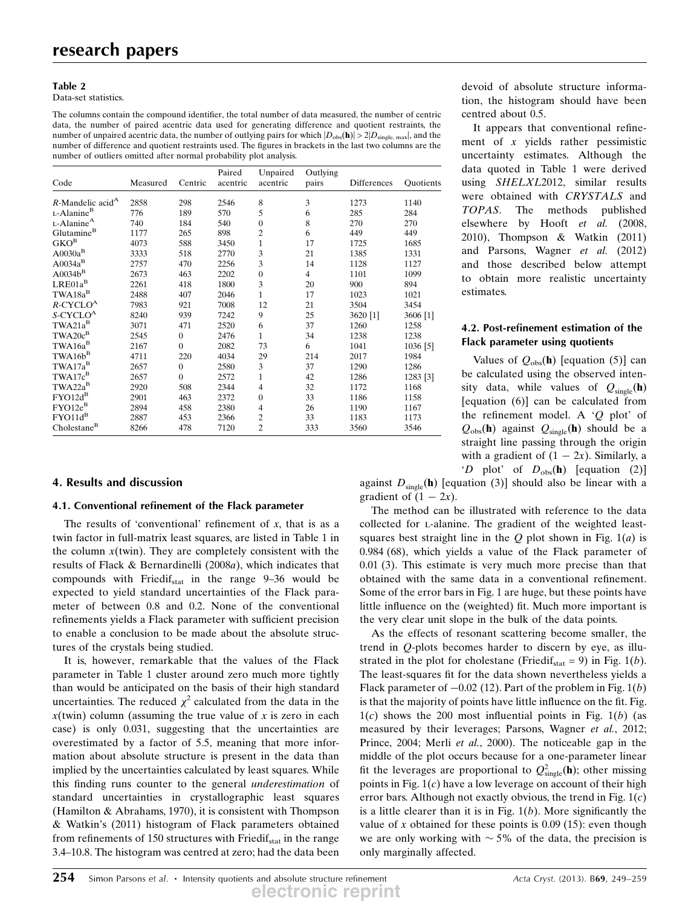**Table 2**
Data-set statistics.

The columns contain the compound identifier, the total number of data measured, the number of centric data, the number of paired acentric data used for generating difference and quotient restraints, the number of unpaired acentric data, the number of outlying pairs for which $|D_{obs}(\mathbf{h})| > 2|D_{single,\ max}|$, and the number of difference and quotient restraints used. The figures in brackets in the last two columns are the number of outliers omitted after normal probability plot analysis.

| Code | Measured | Centric | Paired acentric | Unpaired acentric | Outlying pairs | Differences | Quotients |
|---|---|---|---|---|---|---|---|
| *R*-Mandelic acid[A] | 2858 | 298 | 2546 | 8 | 3 | 1273 | 1140 |
| L-Alanine[B] | 776 | 189 | 570 | 5 | 6 | 285 | 284 |
| L-Alanine[A] | 740 | 184 | 540 | 0 | 8 | 270 | 270 |
| Glutamine[B] | 1177 | 265 | 898 | 2 | 6 | 449 | 449 |
| GKO[B] | 4073 | 588 | 3450 | 1 | 17 | 1725 | 1685 |
| A0030a[B] | 3333 | 518 | 2770 | 3 | 21 | 1385 | 1331 |
| A0034a[B] | 2757 | 470 | 2256 | 3 | 14 | 1128 | 1127 |
| A0034b[B] | 2673 | 463 | 2202 | 0 | 4 | 1101 | 1099 |
| LRE01a[B] | 2261 | 418 | 1800 | 3 | 20 | 900 | 894 |
| TWA18a[B] | 2488 | 407 | 2046 | 1 | 17 | 1023 | 1021 |
| *R*-CYCLO[A] | 7983 | 921 | 7008 | 12 | 21 | 3504 | 3454 |
| *S*-CYCLO[A] | 8240 | 939 | 7242 | 9 | 25 | 3620 [1] | 3606 [1] |
| TWA21a[B] | 3071 | 471 | 2520 | 6 | 37 | 1260 | 1258 |
| TWA20c[B] | 2545 | 0 | 2476 | 1 | 34 | 1238 | 1238 |
| TWA16a[B] | 2167 | 0 | 2082 | 73 | 6 | 1041 | 1036 [5] |
| TWA16b[B] | 4711 | 220 | 4034 | 29 | 214 | 2017 | 1984 |
| TWA17a[B] | 2657 | 0 | 2580 | 3 | 37 | 1290 | 1286 |
| TWA17c[B] | 2657 | 0 | 2572 | 1 | 42 | 1286 | 1283 [3] |
| TWA22a[B] | 2920 | 508 | 2344 | 4 | 32 | 1172 | 1168 |
| FYO12d[B] | 2901 | 463 | 2372 | 0 | 33 | 1186 | 1158 |
| FYO12e[B] | 2894 | 458 | 2380 | 4 | 26 | 1190 | 1167 |
| FYO11d[B] | 2887 | 453 | 2366 | 2 | 33 | 1183 | 1173 |
| Cholestane[B] | 8266 | 478 | 7120 | 2 | 333 | 3560 | 3546 |

## 4. Results and discussion

### 4.1. Conventional refinement of the Flack parameter

The results of 'conventional' refinement of $x$, that is as a twin factor in full-matrix least squares, are listed in Table 1 in the column $x$(twin). They are completely consistent with the results of Flack & Bernardinelli (2008*a*), which indicates that compounds with $\text{Friedif}_{stat}$ in the range 9–36 would be expected to yield standard uncertainties of the Flack parameter of between 0.8 and 0.2. None of the conventional refinements yields a Flack parameter with sufficient precision to enable a conclusion to be made about the absolute structures of the crystals being studied.

It is, however, remarkable that the values of the Flack parameter in Table 1 cluster around zero much more tightly than would be anticipated on the basis of their high standard uncertainties. The reduced $\chi^2$ calculated from the data in the $x$(twin) column (assuming the true value of $x$ is zero in each case) is only 0.031, suggesting that the uncertainties are overestimated by a factor of 5.5, meaning that more information about absolute structure is present in the data than implied by the uncertainties calculated by least squares. While this finding runs counter to the general *underestimation* of standard uncertainties in crystallographic least squares (Hamilton & Abrahams, 1970), it is consistent with Thompson & Watkin's (2011) histogram of Flack parameters obtained from refinements of 150 structures with $\text{Friedif}_{stat}$ in the range 3.4–10.8. The histogram was centred at zero; had the data been devoid of absolute structure information, the histogram should have been centred about 0.5.

It appears that conventional refinement of $x$ yields rather pessimistic uncertainty estimates. Although the data quoted in Table 1 were derived using *SHELXL*2012, similar results were obtained with *CRYSTALS* and *TOPAS*. The methods published elsewhere by Hooft *et al.* (2008, 2010), Thompson & Watkin (2011) and Parsons, Wagner *et al.* (2012) and those described below attempt to obtain more realistic uncertainty estimates.

### 4.2. Post-refinement estimation of the Flack parameter using quotients

Values of $Q_{obs}(\mathbf{h})$ [equation (5)] can be calculated using the observed intensity data, while values of $Q_{single}(\mathbf{h})$ [equation (6)] can be calculated from the refinement model. A '$Q$ plot' of $Q_{obs}(\mathbf{h})$ against $Q_{single}(\mathbf{h})$ should be a straight line passing through the origin with a gradient of $(1 - 2x)$. Similarly, a '$D$ plot' of $D_{obs}(\mathbf{h})$ [equation (2)] against $D_{single}(\mathbf{h})$ [equation (3)] should also be linear with a gradient of $(1 - 2x)$.

The method can be illustrated with reference to the data collected for L-alanine. The gradient of the weighted least-squares best straight line in the $Q$ plot shown in Fig. 1(*a*) is 0.984 (68), which yields a value of the Flack parameter of 0.01 (3). This estimate is very much more precise than that obtained with the same data in a conventional refinement. Some of the error bars in Fig. 1 are huge, but these points have little influence on the (weighted) fit. Much more important is the very clear unit slope in the bulk of the data points.

As the effects of resonant scattering become smaller, the trend in $Q$-plots becomes harder to discern by eye, as illustrated in the plot for cholestane ($\text{Friedif}_{stat} = 9$) in Fig. 1(*b*). The least-squares fit for the data shown nevertheless yields a Flack parameter of −0.02 (12). Part of the problem in Fig. 1(*b*) is that the majority of points have little influence on the fit. Fig. 1(*c*) shows the 200 most influential points in Fig. 1(*b*) (as measured by their leverages; Parsons, Wagner *et al.*, 2012; Prince, 2004; Merli *et al.*, 2000). The noticeable gap in the middle of the plot occurs because for a one-parameter linear fit the leverages are proportional to $Q^2_{single}(\mathbf{h})$; other missing points in Fig. 1(*c*) have a low leverage on account of their high error bars. Although not exactly obvious, the trend in Fig. 1(*c*) is a little clearer than it is in Fig. 1(*b*). More significantly the value of $x$ obtained for these points is 0.09 (15): even though we are only working with ∼5% of the data, the precision is only marginally affected.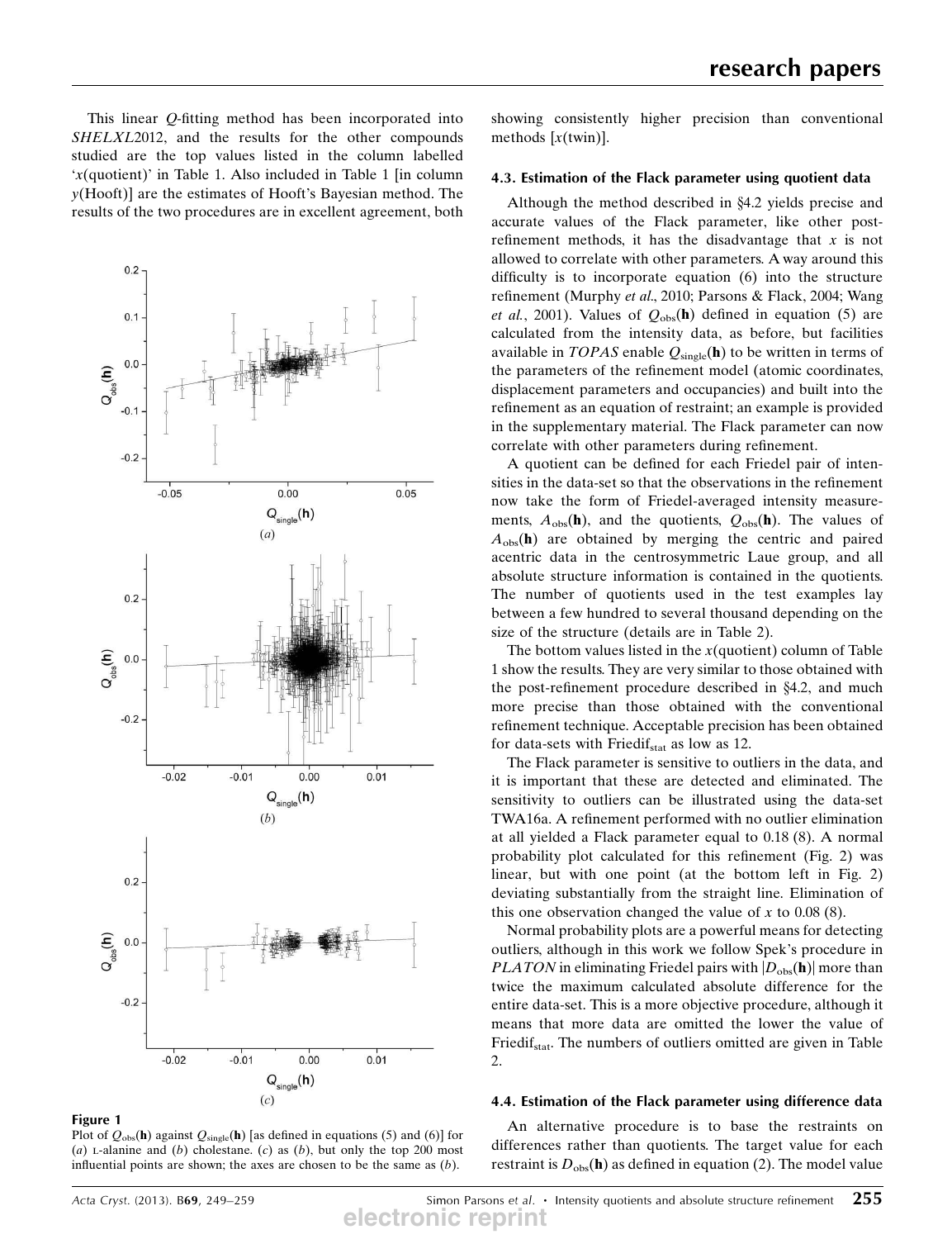This linear $Q$-fitting method has been incorporated into *SHELXL*2012, and the results for the other compounds studied are the top values listed in the column labelled '$x$(quotient)' in Table 1. Also included in Table 1 [in column $y$(Hooft)] are the estimates of Hooft's Bayesian method. The results of the two procedures are in excellent agreement, both showing consistently higher precision than conventional methods [$x$(twin)].

**Figure 1**
Plot of $Q_{\rm obs}(\mathbf{h})$ against $Q_{\rm single}(\mathbf{h})$ [as defined in equations (5) and (6)] for (*a*) L-alanine and (*b*) cholestane. (*c*) as (*b*), but only the top 200 most influential points are shown; the axes are chosen to be the same as (*b*).

### 4.3. Estimation of the Flack parameter using quotient data

Although the method described in §4.2 yields precise and accurate values of the Flack parameter, like other post-refinement methods, it has the disadvantage that $x$ is not allowed to correlate with other parameters. A way around this difficulty is to incorporate equation (6) into the structure refinement (Murphy *et al.*, 2010; Parsons & Flack, 2004; Wang *et al.*, 2001). Values of $Q_{\rm obs}(\mathbf{h})$ defined in equation (5) are calculated from the intensity data, as before, but facilities available in *TOPAS* enable $Q_{\rm single}(\mathbf{h})$ to be written in terms of the parameters of the refinement model (atomic coordinates, displacement parameters and occupancies) and built into the refinement as an equation of restraint; an example is provided in the supplementary material. The Flack parameter can now correlate with other parameters during refinement.

A quotient can be defined for each Friedel pair of intensities in the data-set so that the observations in the refinement now take the form of Friedel-averaged intensity measurements, $A_{\rm obs}(\mathbf{h})$, and the quotients, $Q_{\rm obs}(\mathbf{h})$. The values of $A_{\rm obs}(\mathbf{h})$ are obtained by merging the centric and paired acentric data in the centrosymmetric Laue group, and all absolute structure information is contained in the quotients. The number of quotients used in the test examples lay between a few hundred to several thousand depending on the size of the structure (details are in Table 2).

The bottom values listed in the $x$(quotient) column of Table 1 show the results. They are very similar to those obtained with the post-refinement procedure described in §4.2, and much more precise than those obtained with the conventional refinement technique. Acceptable precision has been obtained for data-sets with $\text{Friedif}_{\rm stat}$ as low as 12.

The Flack parameter is sensitive to outliers in the data, and it is important that these are detected and eliminated. The sensitivity to outliers can be illustrated using the data-set TWA16a. A refinement performed with no outlier elimination at all yielded a Flack parameter equal to 0.18 (8). A normal probability plot calculated for this refinement (Fig. 2) was linear, but with one point (at the bottom left in Fig. 2) deviating substantially from the straight line. Elimination of this one observation changed the value of $x$ to 0.08 (8).

Normal probability plots are a powerful means for detecting outliers, although in this work we follow Spek's procedure in *PLATON* in eliminating Friedel pairs with $|D_{\rm obs}(\mathbf{h})|$ more than twice the maximum calculated absolute difference for the entire data-set. This is a more objective procedure, although it means that more data are omitted the lower the value of $\text{Friedif}_{\rm stat}$. The numbers of outliers omitted are given in Table 2.

### 4.4. Estimation of the Flack parameter using difference data

An alternative procedure is to base the restraints on differences rather than quotients. The target value for each restraint is $D_{\rm obs}(\mathbf{h})$ as defined in equation (2). The model value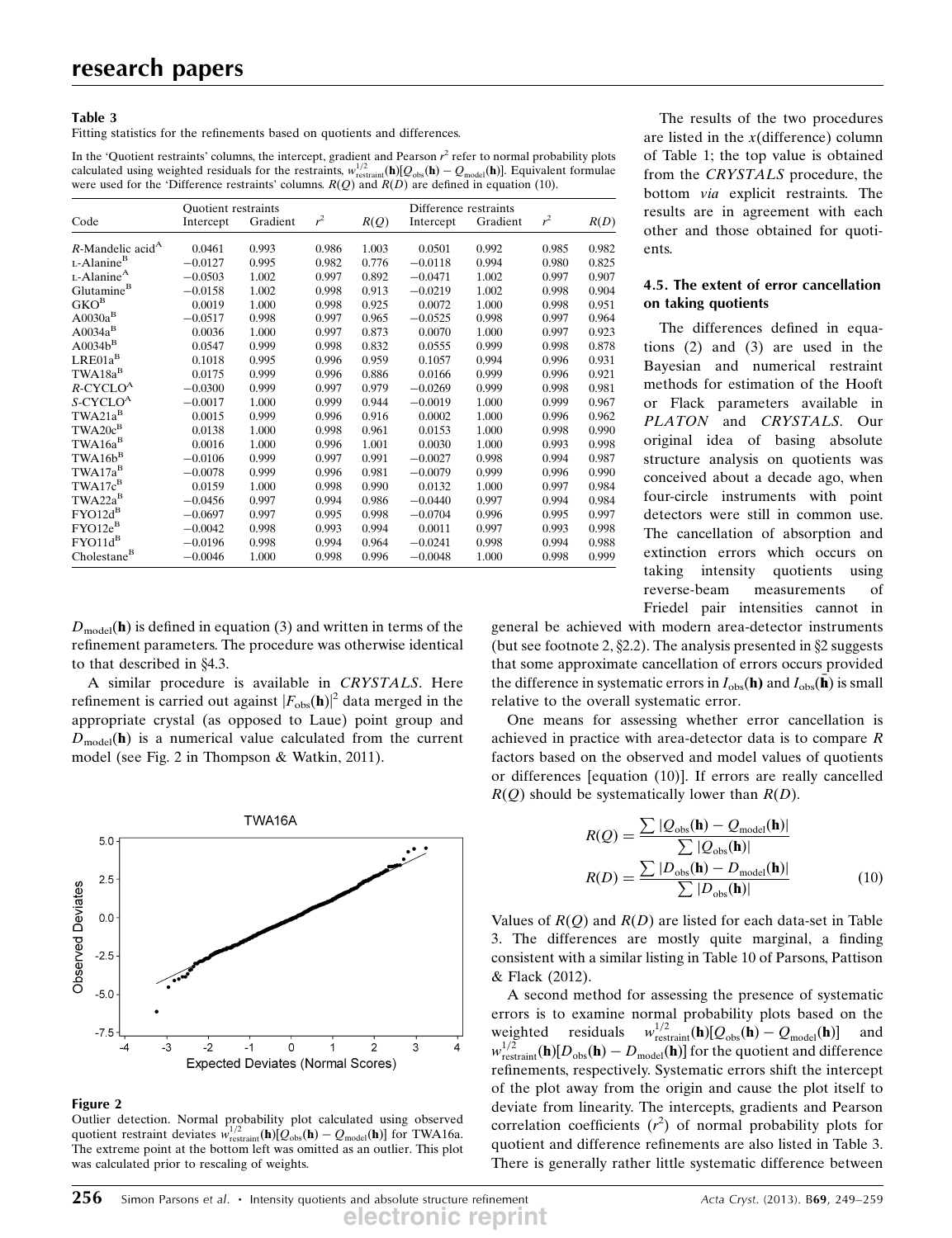**Table 3**
Fitting statistics for the refinements based on quotients and differences.

In the 'Quotient restraints' columns, the intercept, gradient and Pearson $r^2$ refer to normal probability plots calculated using weighted residuals for the restraints, $w_{\rm restraint}^{1/2}(\mathbf{h})[Q_{\rm obs}(\mathbf{h}) - Q_{\rm model}(\mathbf{h})]$. Equivalent formulae were used for the 'Difference restraints' columns. $R(Q)$ and $R(D)$ are defined in equation (10).

| Code | Quotient restraints | | | | Difference restraints | | | |
|---|---|---|---|---|---|---|---|---|
| | Intercept | Gradient | $r^2$ | $R(Q)$ | Intercept | Gradient | $r^2$ | $R(D)$ |
| *R*-Mandelic acid[A] | 0.0461 | 0.993 | 0.986 | 1.003 | 0.0501 | 0.992 | 0.985 | 0.982 |
| L-Alanine[B] | −0.0127 | 0.995 | 0.982 | 0.776 | −0.0118 | 0.994 | 0.980 | 0.825 |
| L-Alanine[A] | −0.0503 | 1.002 | 0.997 | 0.892 | −0.0471 | 1.002 | 0.997 | 0.907 |
| Glutamine[B] | −0.0158 | 1.002 | 0.998 | 0.913 | −0.0219 | 1.002 | 0.998 | 0.904 |
| GKO[B] | 0.0019 | 1.000 | 0.998 | 0.925 | 0.0072 | 1.000 | 0.998 | 0.951 |
| A0030a[B] | −0.0517 | 0.998 | 0.997 | 0.965 | −0.0525 | 0.998 | 0.997 | 0.964 |
| A0034a[B] | 0.0036 | 1.000 | 0.997 | 0.873 | 0.0070 | 1.000 | 0.997 | 0.923 |
| A0034b[B] | 0.0547 | 0.999 | 0.998 | 0.832 | 0.0555 | 0.999 | 0.998 | 0.878 |
| LRE01a[B] | 0.1018 | 0.995 | 0.996 | 0.959 | 0.1057 | 0.994 | 0.996 | 0.931 |
| TWA18a[B] | 0.0175 | 0.999 | 0.996 | 0.886 | 0.0166 | 0.999 | 0.996 | 0.921 |
| *R*-CYCLO[A] | −0.0300 | 0.999 | 0.997 | 0.979 | −0.0269 | 0.999 | 0.998 | 0.981 |
| *S*-CYCLO[A] | −0.0017 | 1.000 | 0.999 | 0.944 | −0.0019 | 1.000 | 0.999 | 0.967 |
| TWA21a[B] | 0.0015 | 0.999 | 0.996 | 0.916 | 0.0002 | 1.000 | 0.996 | 0.962 |
| TWA20c[B] | 0.0138 | 1.000 | 0.998 | 0.961 | 0.0153 | 1.000 | 0.998 | 0.990 |
| TWA16a[B] | 0.0016 | 1.000 | 0.996 | 1.001 | 0.0030 | 1.000 | 0.993 | 0.998 |
| TWA16b[B] | −0.0106 | 0.999 | 0.997 | 0.991 | −0.0027 | 0.998 | 0.994 | 0.987 |
| TWA17a[B] | −0.0078 | 0.999 | 0.996 | 0.981 | −0.0079 | 0.999 | 0.996 | 0.990 |
| TWA17c[B] | 0.0159 | 1.000 | 0.998 | 0.990 | 0.0132 | 1.000 | 0.997 | 0.984 |
| TWA22a[B] | −0.0456 | 0.997 | 0.994 | 0.986 | −0.0440 | 0.997 | 0.994 | 0.984 |
| FYO12d[B] | −0.0697 | 0.997 | 0.995 | 0.998 | −0.0704 | 0.996 | 0.995 | 0.997 |
| FYO12e[B] | −0.0042 | 0.998 | 0.993 | 0.994 | 0.0011 | 0.997 | 0.993 | 0.998 |
| FYO11d[B] | −0.0196 | 0.998 | 0.994 | 0.964 | −0.0241 | 0.998 | 0.994 | 0.988 |
| Cholestane[B] | −0.0046 | 1.000 | 0.998 | 0.996 | −0.0048 | 1.000 | 0.998 | 0.999 |

$D_{\rm model}(\mathbf{h})$ is defined in equation (3) and written in terms of the refinement parameters. The procedure was otherwise identical to that described in §4.3.

A similar procedure is available in *CRYSTALS*. Here refinement is carried out against $|F_{\rm obs}(\mathbf{h})|^2$ data merged in the appropriate crystal (as opposed to Laue) point group and $D_{\rm model}(\mathbf{h})$ is a numerical value calculated from the current model (see Fig. 2 in Thompson & Watkin, 2011).

**Figure 2**
Outlier detection. Normal probability plot calculated using observed quotient restraint deviates $w_{\rm restraint}^{1/2}(\mathbf{h})[Q_{\rm obs}(\mathbf{h}) - Q_{\rm model}(\mathbf{h})]$ for TWA16a. The extreme point at the bottom left was omitted as an outlier. This plot was calculated prior to rescaling of weights.

The results of the two procedures are listed in the *x*(difference) column of Table 1; the top value is obtained from the *CRYSTALS* procedure, the bottom *via* explicit restraints. The results are in agreement with each other and those obtained for quotients.

### 4.5. The extent of error cancellation on taking quotients

The differences defined in equations (2) and (3) are used in the Bayesian and numerical restraint methods for estimation of the Hooft or Flack parameters available in *PLATON* and *CRYSTALS*. Our original idea of basing absolute structure analysis on quotients was conceived about a decade ago, when four-circle instruments with point detectors were still in common use. The cancellation of absorption and extinction errors which occurs on taking intensity quotients using reverse-beam measurements of Friedel pair intensities cannot in general be achieved with modern area-detector instruments (but see footnote 2, §2.2). The analysis presented in §2 suggests that some approximate cancellation of errors occurs provided the difference in systematic errors in $I_{\rm obs}(\mathbf{h})$ and $I_{\rm obs}(\bar{\mathbf{h}})$ is small relative to the overall systematic error.

One means for assessing whether error cancellation is achieved in practice with area-detector data is to compare *R* factors based on the observed and model values of quotients or differences [equation (10)]. If errors are really cancelled $R(Q)$ should be systematically lower than $R(D)$.

$$
\begin{aligned}
R(Q) &= \frac{\sum |Q_{\rm obs}(\mathbf{h}) - Q_{\rm model}(\mathbf{h})|}{\sum |Q_{\rm obs}(\mathbf{h})|} \\
R(D) &= \frac{\sum |D_{\rm obs}(\mathbf{h}) - D_{\rm model}(\mathbf{h})|}{\sum |D_{\rm obs}(\mathbf{h})|}
\end{aligned}
\qquad (10)
$$

Values of $R(Q)$ and $R(D)$ are listed for each data-set in Table 3. The differences are mostly quite marginal, a finding consistent with a similar listing in Table 10 of Parsons, Pattison & Flack (2012).

A second method for assessing the presence of systematic errors is to examine normal probability plots based on the weighted residuals $w_{\rm restraint}^{1/2}(\mathbf{h})[Q_{\rm obs}(\mathbf{h}) - Q_{\rm model}(\mathbf{h})]$ and $w_{\rm restraint}^{1/2}(\mathbf{h})[D_{\rm obs}(\mathbf{h}) - D_{\rm model}(\mathbf{h})]$ for the quotient and difference refinements, respectively. Systematic errors shift the intercept of the plot away from the origin and cause the plot itself to deviate from linearity. The intercepts, gradients and Pearson correlation coefficients ($r^2$) of normal probability plots for quotient and difference refinements are also listed in Table 3. There is generally rather little systematic difference between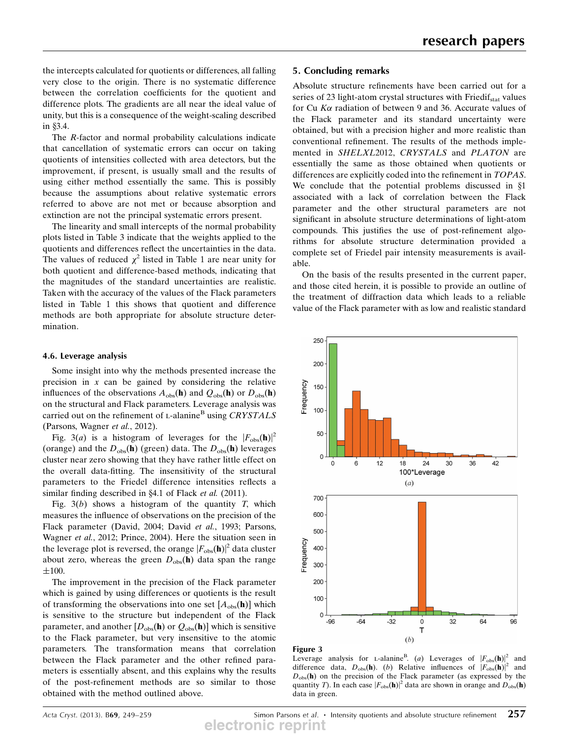the intercepts calculated for quotients or differences, all falling very close to the origin. There is no systematic difference between the correlation coefficients for the quotient and difference plots. The gradients are all near the ideal value of unity, but this is a consequence of the weight-scaling described in §3.4.

The *R*-factor and normal probability calculations indicate that cancellation of systematic errors can occur on taking quotients of intensities collected with area detectors, but the improvement, if present, is usually small and the results of using either method essentially the same. This is possibly because the assumptions about relative systematic errors referred to above are not met or because absorption and extinction are not the principal systematic errors present.

The linearity and small intercepts of the normal probability plots listed in Table 3 indicate that the weights applied to the quotients and differences reflect the uncertainties in the data. The values of reduced $\chi^2$ listed in Table 1 are near unity for both quotient and difference-based methods, indicating that the magnitudes of the standard uncertainties are realistic. Taken with the accuracy of the values of the Flack parameters listed in Table 1 this shows that quotient and difference methods are both appropriate for absolute structure determination.

### 4.6. Leverage analysis

Some insight into why the methods presented increase the precision in $x$ can be gained by considering the relative influences of the observations $A_{obs}(\mathbf{h})$ and $Q_{obs}(\mathbf{h})$ or $D_{obs}(\mathbf{h})$ on the structural and Flack parameters. Leverage analysis was carried out on the refinement of L-alanine[B] using *CRYSTALS* (Parsons, Wagner *et al.*, 2012).

Fig. 3(*a*) is a histogram of leverages for the $|F_{obs}(\mathbf{h})|^2$ (orange) and the $D_{obs}(\mathbf{h})$ (green) data. The $D_{obs}(\mathbf{h})$ leverages cluster near zero showing that they have rather little effect on the overall data-fitting. The insensitivity of the structural parameters to the Friedel difference intensities reflects a similar finding described in §4.1 of Flack *et al.* (2011).

Fig. 3(*b*) shows a histogram of the quantity $T$, which measures the influence of observations on the precision of the Flack parameter (David, 2004; David *et al.*, 1993; Parsons, Wagner *et al.*, 2012; Prince, 2004). Here the situation seen in the leverage plot is reversed, the orange $|F_{obs}(\mathbf{h})|^2$ data cluster about zero, whereas the green $D_{obs}(\mathbf{h})$ data span the range $\pm 100$.

The improvement in the precision of the Flack parameter which is gained by using differences or quotients is the result of transforming the observations into one set $[A_{obs}(\mathbf{h})]$ which is sensitive to the structure but independent of the Flack parameter, and another $[D_{obs}(\mathbf{h})$ or $Q_{obs}(\mathbf{h})]$ which is sensitive to the Flack parameter, but very insensitive to the atomic parameters. The transformation means that correlation between the Flack parameter and the other refined parameters is essentially absent, and this explains why the results of the post-refinement methods are so similar to those obtained with the method outlined above.

## 5. Concluding remarks

Absolute structure refinements have been carried out for a series of 23 light-atom crystal structures with $\mathrm{Friedif_{stat}}$ values for Cu $K\alpha$ radiation of between 9 and 36. Accurate values of the Flack parameter and its standard uncertainty were obtained, but with a precision higher and more realistic than conventional refinement. The results of the methods implemented in *SHELXL*2012, *CRYSTALS* and *PLATON* are essentially the same as those obtained when quotients or differences are explicitly coded into the refinement in *TOPAS*. We conclude that the potential problems discussed in §1 associated with a lack of correlation between the Flack parameter and the other structural parameters are not significant in absolute structure determinations of light-atom compounds. This justifies the use of post-refinement algorithms for absolute structure determination provided a complete set of Friedel pair intensity measurements is available.

On the basis of the results presented in the current paper, and those cited herein, it is possible to provide an outline of the treatment of diffraction data which leads to a reliable value of the Flack parameter with as low and realistic standard

**Figure 3**
Leverage analysis for L-alanine[B]. (*a*) Leverages of $|F_{obs}(\mathbf{h})|^2$ and difference data, $D_{obs}(\mathbf{h})$. (*b*) Relative influences of $|F_{obs}(\mathbf{h})|^2$ and $D_{obs}(\mathbf{h})$ on the precision of the Flack parameter (as expressed by the quantity $T$). In each case $|F_{obs}(\mathbf{h})|^2$ data are shown in orange and $D_{obs}(\mathbf{h})$ data in green.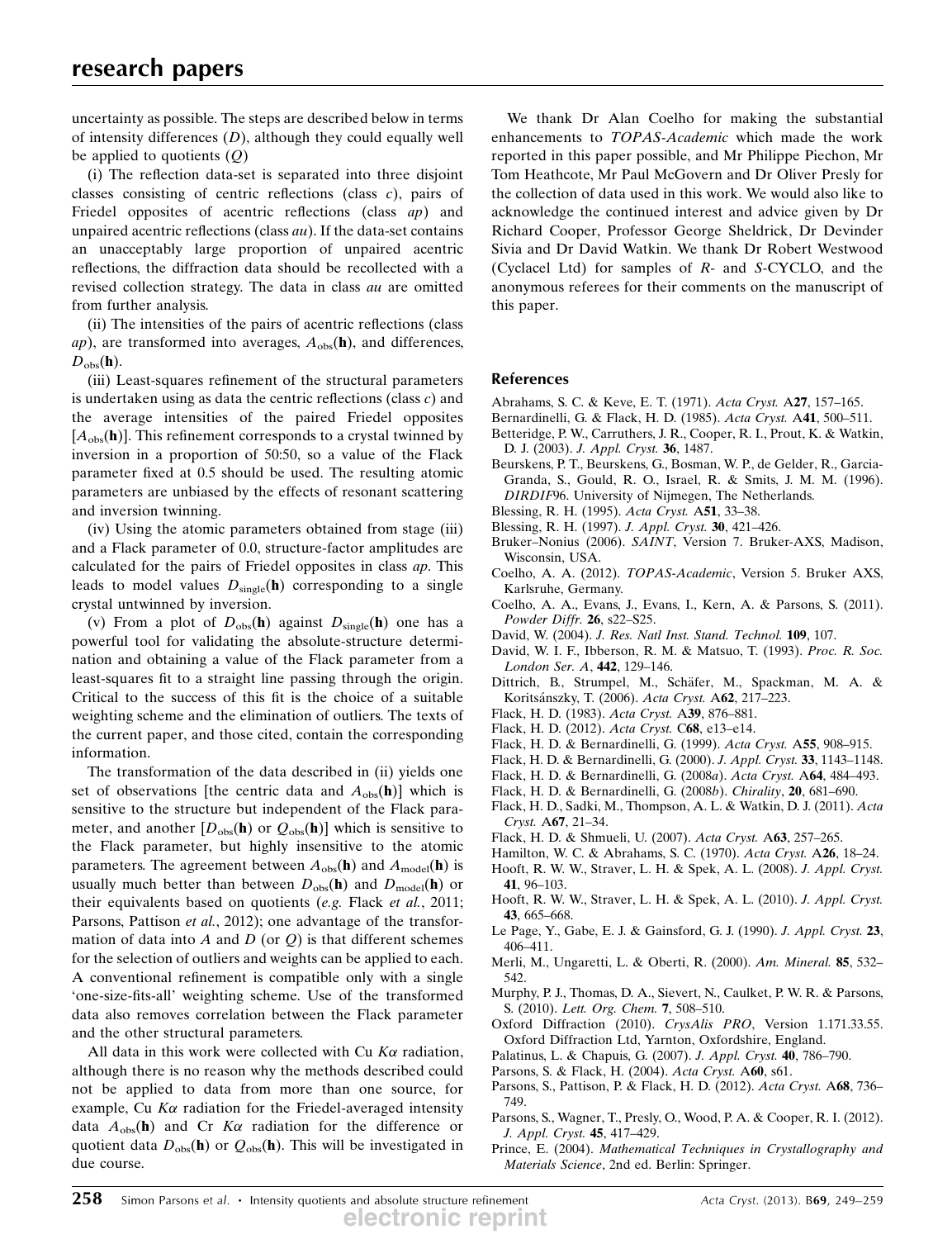uncertainty as possible. The steps are described below in terms of intensity differences ($D$), although they could equally well be applied to quotients ($Q$)

(i) The reflection data-set is separated into three disjoint classes consisting of centric reflections (class $c$), pairs of Friedel opposites of acentric reflections (class $ap$) and unpaired acentric reflections (class $au$). If the data-set contains an unacceptably large proportion of unpaired acentric reflections, the diffraction data should be recollected with a revised collection strategy. The data in class $au$ are omitted from further analysis.

(ii) The intensities of the pairs of acentric reflections (class $ap$), are transformed into averages, $A_{\rm obs}(\mathbf{h})$, and differences, $D_{\rm obs}(\mathbf{h})$.

(iii) Least-squares refinement of the structural parameters is undertaken using as data the centric reflections (class $c$) and the average intensities of the paired Friedel opposites [$A_{\rm obs}(\mathbf{h})$]. This refinement corresponds to a crystal twinned by inversion in a proportion of 50:50, so a value of the Flack parameter fixed at 0.5 should be used. The resulting atomic parameters are unbiased by the effects of resonant scattering and inversion twinning.

(iv) Using the atomic parameters obtained from stage (iii) and a Flack parameter of 0.0, structure-factor amplitudes are calculated for the pairs of Friedel opposites in class $ap$. This leads to model values $D_{\rm single}(\mathbf{h})$ corresponding to a single crystal untwinned by inversion.

(v) From a plot of $D_{\rm obs}(\mathbf{h})$ against $D_{\rm single}(\mathbf{h})$ one has a powerful tool for validating the absolute-structure determination and obtaining a value of the Flack parameter from a least-squares fit to a straight line passing through the origin. Critical to the success of this fit is the choice of a suitable weighting scheme and the elimination of outliers. The texts of the current paper, and those cited, contain the corresponding information.

The transformation of the data described in (ii) yields one set of observations [the centric data and $A_{\rm obs}(\mathbf{h})$] which is sensitive to the structure but independent of the Flack parameter, and another [$D_{\rm obs}(\mathbf{h})$ or $Q_{\rm obs}(\mathbf{h})$] which is sensitive to the Flack parameter, but highly insensitive to the atomic parameters. The agreement between $A_{\rm obs}(\mathbf{h})$ and $A_{\rm model}(\mathbf{h})$ is usually much better than between $D_{\rm obs}(\mathbf{h})$ and $D_{\rm model}(\mathbf{h})$ or their equivalents based on quotients (*e.g.* Flack *et al.*, 2011; Parsons, Pattison *et al.*, 2012); one advantage of the transformation of data into $A$ and $D$ (or $Q$) is that different schemes for the selection of outliers and weights can be applied to each. A conventional refinement is compatible only with a single 'one-size-fits-all' weighting scheme. Use of the transformed data also removes correlation between the Flack parameter and the other structural parameters.

All data in this work were collected with Cu $K\alpha$ radiation, although there is no reason why the methods described could not be applied to data from more than one source, for example, Cu $K\alpha$ radiation for the Friedel-averaged intensity data $A_{\rm obs}(\mathbf{h})$ and Cr $K\alpha$ radiation for the difference or quotient data $D_{\rm obs}(\mathbf{h})$ or $Q_{\rm obs}(\mathbf{h})$. This will be investigated in due course.

We thank Dr Alan Coelho for making the substantial enhancements to *TOPAS-Academic* which made the work reported in this paper possible, and Mr Philippe Piechon, Mr Tom Heathcote, Mr Paul McGovern and Dr Oliver Presly for the collection of data used in this work. We would also like to acknowledge the continued interest and advice given by Dr Richard Cooper, Professor George Sheldrick, Dr Devinder Sivia and Dr David Watkin. We thank Dr Robert Westwood (Cyclacel Ltd) for samples of *R*- and *S*-CYCLO, and the anonymous referees for their comments on the manuscript of this paper.

## References

Abrahams, S. C. & Keve, E. T. (1971). *Acta Cryst.* A**27**, 157–165.
Bernardinelli, G. & Flack, H. D. (1985). *Acta Cryst.* A**41**, 500–511.
Betteridge, P. W., Carruthers, J. R., Cooper, R. I., Prout, K. & Watkin, D. J. (2003). *J. Appl. Cryst.* **36**, 1487.
Beurskens, P. T., Beurskens, G., Bosman, W. P., de Gelder, R., Garcia-Granda, S., Gould, R. O., Israel, R. & Smits, J. M. M. (1996). *DIRDIF*96. University of Nijmegen, The Netherlands.
Blessing, R. H. (1995). *Acta Cryst.* A**51**, 33–38.
Blessing, R. H. (1997). *J. Appl. Cryst.* **30**, 421–426.
Bruker–Nonius (2006). *SAINT*, Version 7. Bruker-AXS, Madison, Wisconsin, USA.
Coelho, A. A. (2012). *TOPAS-Academic*, Version 5. Bruker AXS, Karlsruhe, Germany.
Coelho, A. A., Evans, J., Evans, I., Kern, A. & Parsons, S. (2011). *Powder Diffr.* **26**, s22–S25.
David, W. (2004). *J. Res. Natl Inst. Stand. Technol.* **109**, 107.
David, W. I. F., Ibberson, R. M. & Matsuo, T. (1993). *Proc. R. Soc. London Ser. A*, **442**, 129–146.
Dittrich, B., Strumpel, M., Schäfer, M., Spackman, M. A. & Koritsánszky, T. (2006). *Acta Cryst.* A**62**, 217–223.
Flack, H. D. (1983). *Acta Cryst.* A**39**, 876–881.
Flack, H. D. (2012). *Acta Cryst.* C**68**, e13–e14.
Flack, H. D. & Bernardinelli, G. (1999). *Acta Cryst.* A**55**, 908–915.
Flack, H. D. & Bernardinelli, G. (2000). *J. Appl. Cryst.* **33**, 1143–1148.
Flack, H. D. & Bernardinelli, G. (2008*a*). *Acta Cryst.* A**64**, 484–493.
Flack, H. D. & Bernardinelli, G. (2008*b*). *Chirality*, **20**, 681–690.
Flack, H. D., Sadki, M., Thompson, A. L. & Watkin, D. J. (2011). *Acta Cryst.* A**67**, 21–34.
Flack, H. D. & Shmueli, U. (2007). *Acta Cryst.* A**63**, 257–265.
Hamilton, W. C. & Abrahams, S. C. (1970). *Acta Cryst.* A**26**, 18–24.
Hooft, R. W. W., Straver, L. H. & Spek, A. L. (2008). *J. Appl. Cryst.* **41**, 96–103.
Hooft, R. W. W., Straver, L. H. & Spek, A. L. (2010). *J. Appl. Cryst.* **43**, 665–668.
Le Page, Y., Gabe, E. J. & Gainsford, G. J. (1990). *J. Appl. Cryst.* **23**, 406–411.
Merli, M., Ungaretti, L. & Oberti, R. (2000). *Am. Mineral.* **85**, 532–542.
Murphy, P. J., Thomas, D. A., Sievert, N., Caulket, P. W. R. & Parsons, S. (2010). *Lett. Org. Chem.* **7**, 508–510.
Oxford Diffraction (2010). *CrysAlis PRO*, Version 1.171.33.55. Oxford Diffraction Ltd, Yarnton, Oxfordshire, England.
Palatinus, L. & Chapuis, G. (2007). *J. Appl. Cryst.* **40**, 786–790.
Parsons, S. & Flack, H. (2004). *Acta Cryst.* A**60**, s61.
Parsons, S., Pattison, P. & Flack, H. D. (2012). *Acta Cryst.* A**68**, 736–749.
Parsons, S., Wagner, T., Presly, O., Wood, P. A. & Cooper, R. I. (2012). *J. Appl. Cryst.* **45**, 417–429.
Prince, E. (2004). *Mathematical Techniques in Crystallography and Materials Science*, 2nd ed. Berlin: Springer.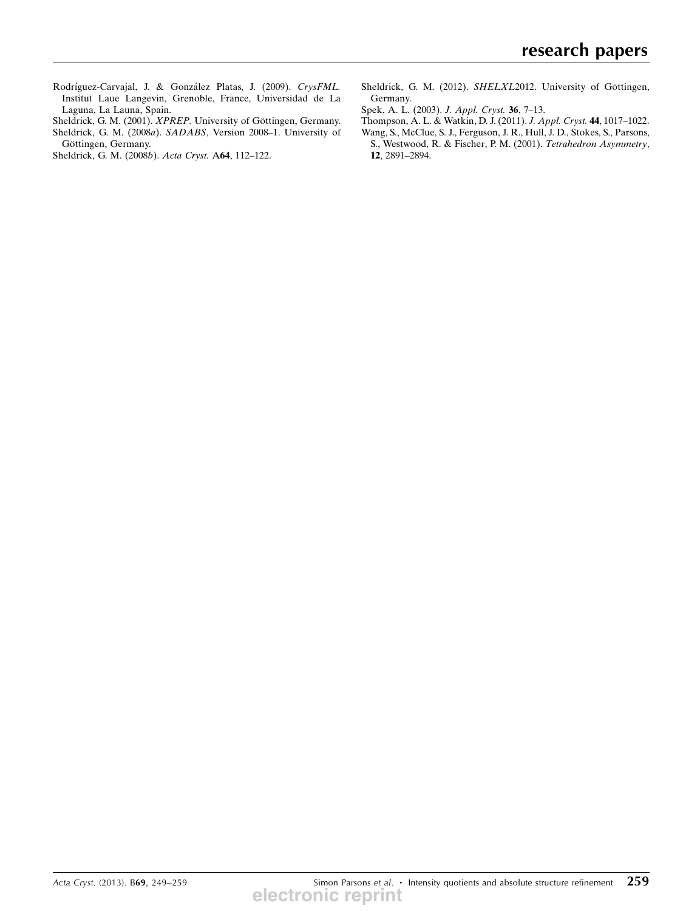Rodríguez-Carvajal, J. & González Platas, J. (2009). *CrysFML*. Institut Laue Langevin, Grenoble, France, Universidad de La Laguna, La Launa, Spain.

Sheldrick, G. M. (2001). *XPREP*. University of Göttingen, Germany.

Sheldrick, G. M. (2008*a*). *SADABS*, Version 2008–1. University of Göttingen, Germany.

Sheldrick, G. M. (2008*b*). *Acta Cryst.* A**64**, 112–122.

Sheldrick, G. M. (2012). *SHELXL*2012. University of Göttingen, Germany.

Spek, A. L. (2003). *J. Appl. Cryst.* **36**, 7–13.

Thompson, A. L. & Watkin, D. J. (2011). *J. Appl. Cryst.* **44**, 1017–1022.

Wang, S., McClue, S. J., Ferguson, J. R., Hull, J. D., Stokes, S., Parsons, S., Westwood, R. & Fischer, P. M. (2001). *Tetrahedron Asymmetry*, **12**, 2891–2894.